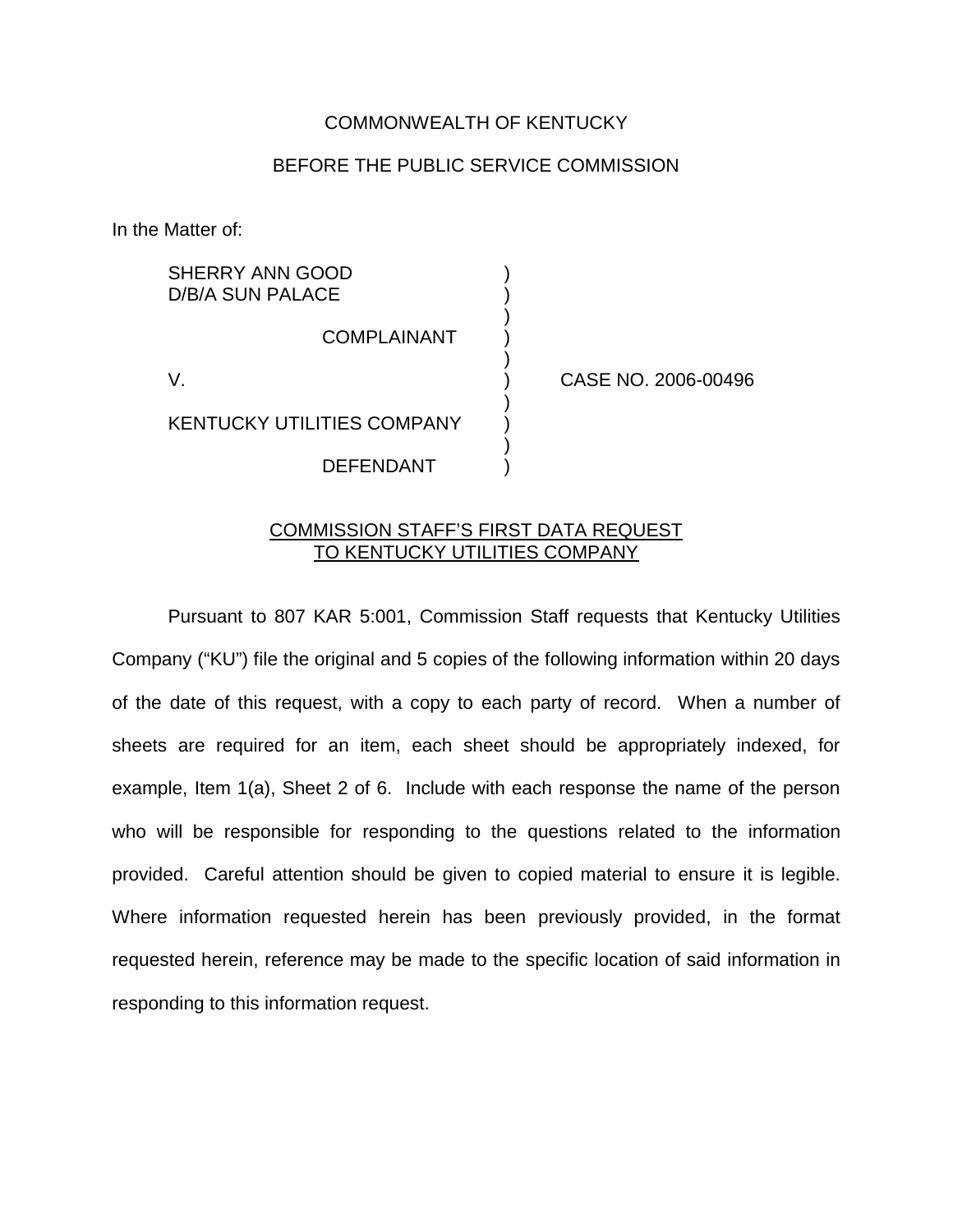COMMONWEALTH OF KENTUCKY

BEFORE THE PUBLIC SERVICE COMMISSION

In the Matter of:

| | | |
|---|---|---|
| SHERRY ANN GOOD D/B/A SUN PALACE | ) | |
| COMPLAINANT | ) | |
| V. | ) | CASE NO. 2006-00496 |
| KENTUCKY UTILITIES COMPANY | ) | |
| DEFENDANT | ) | |

<u>COMMISSION STAFF'S FIRST DATA REQUEST TO KENTUCKY UTILITIES COMPANY</u>

Pursuant to 807 KAR 5:001, Commission Staff requests that Kentucky Utilities Company ("KU") file the original and 5 copies of the following information within 20 days of the date of this request, with a copy to each party of record. When a number of sheets are required for an item, each sheet should be appropriately indexed, for example, Item 1(a), Sheet 2 of 6. Include with each response the name of the person who will be responsible for responding to the questions related to the information provided. Careful attention should be given to copied material to ensure it is legible. Where information requested herein has been previously provided, in the format requested herein, reference may be made to the specific location of said information in responding to this information request.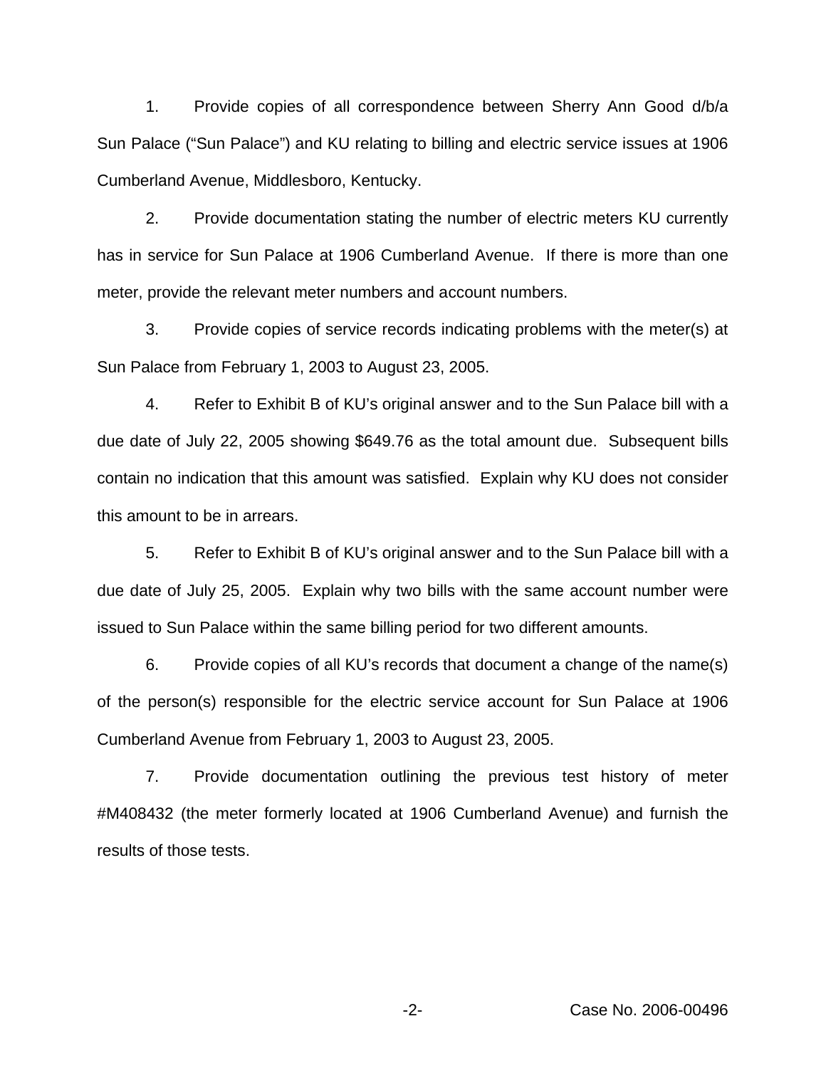1. Provide copies of all correspondence between Sherry Ann Good d/b/a Sun Palace ("Sun Palace") and KU relating to billing and electric service issues at 1906 Cumberland Avenue, Middlesboro, Kentucky.

2. Provide documentation stating the number of electric meters KU currently has in service for Sun Palace at 1906 Cumberland Avenue. If there is more than one meter, provide the relevant meter numbers and account numbers.

3. Provide copies of service records indicating problems with the meter(s) at Sun Palace from February 1, 2003 to August 23, 2005.

4. Refer to Exhibit B of KU's original answer and to the Sun Palace bill with a due date of July 22, 2005 showing $649.76 as the total amount due. Subsequent bills contain no indication that this amount was satisfied. Explain why KU does not consider this amount to be in arrears.

5. Refer to Exhibit B of KU's original answer and to the Sun Palace bill with a due date of July 25, 2005. Explain why two bills with the same account number were issued to Sun Palace within the same billing period for two different amounts.

6. Provide copies of all KU's records that document a change of the name(s) of the person(s) responsible for the electric service account for Sun Palace at 1906 Cumberland Avenue from February 1, 2003 to August 23, 2005.

7. Provide documentation outlining the previous test history of meter #M408432 (the meter formerly located at 1906 Cumberland Avenue) and furnish the results of those tests.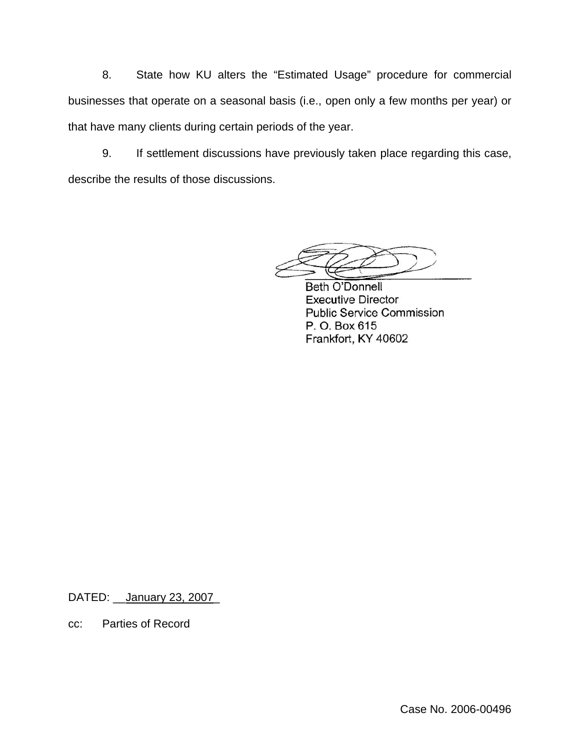8. State how KU alters the "Estimated Usage" procedure for commercial businesses that operate on a seasonal basis (i.e., open only a few months per year) or that have many clients during certain periods of the year.

9. If settlement discussions have previously taken place regarding this case, describe the results of those discussions.

Beth O'Donnell
Executive Director
Public Service Commission
P. O. Box 615
Frankfort, KY 40602

DATED: January 23, 2007

cc: Parties of Record

Case No. 2006-00496